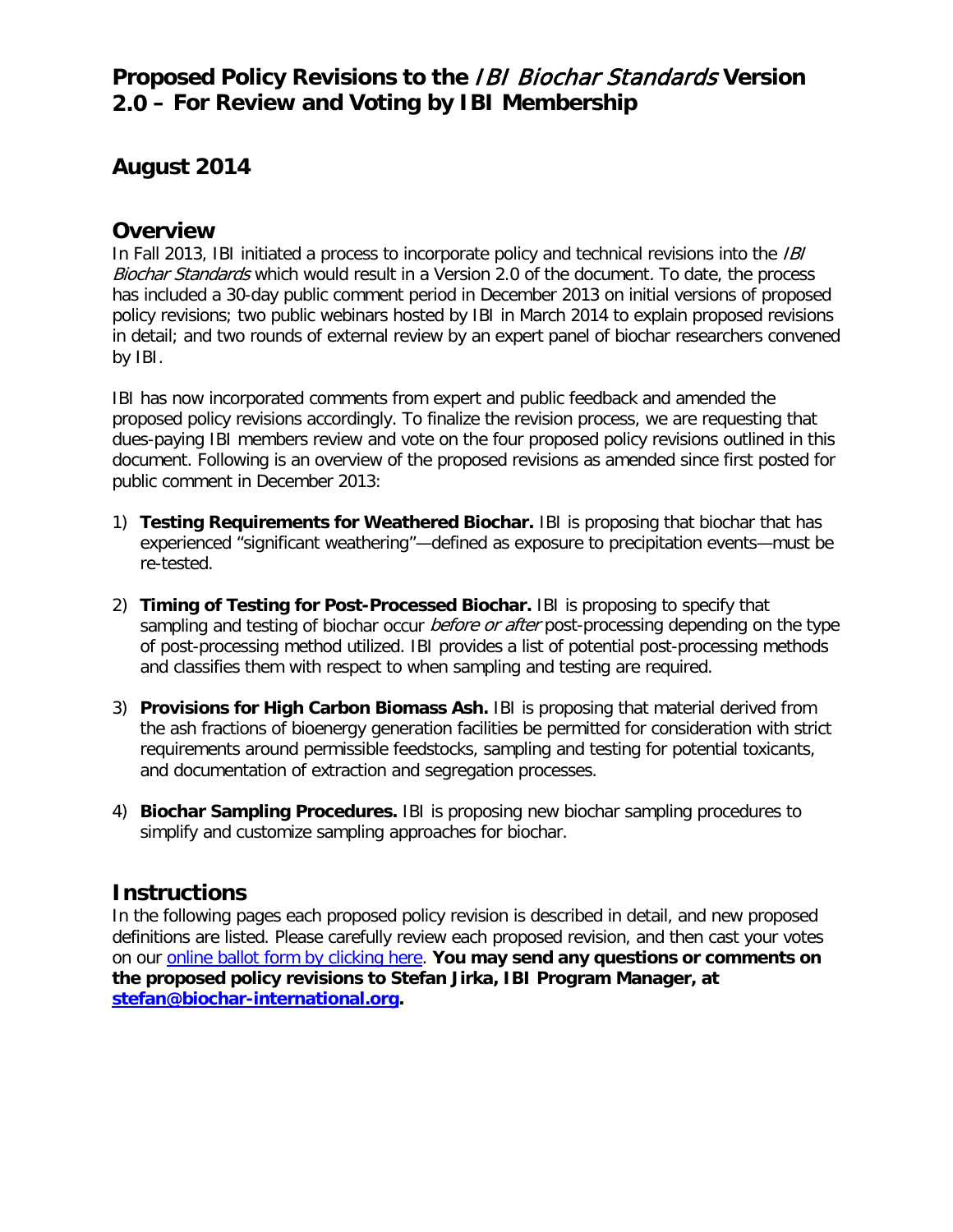# Proposed Policy Revisions to the *IBI Biochar Standards* Version 2.0 – For Review and Voting by IBI Membership

## August 2014

## Overview

In Fall 2013, IBI initiated a process to incorporate policy and technical revisions into the *IBI Biochar Standards* which would result in a Version 2.0 of the document. To date, the process has included a 30-day public comment period in December 2013 on initial versions of proposed policy revisions; two public webinars hosted by IBI in March 2014 to explain proposed revisions in detail; and two rounds of external review by an expert panel of biochar researchers convened by IBI.

IBI has now incorporated comments from expert and public feedback and amended the proposed policy revisions accordingly. To finalize the revision process, we are requesting that dues-paying IBI members review and vote on the four proposed policy revisions outlined in this document. Following is an overview of the proposed revisions as amended since first posted for public comment in December 2013:

1) **Testing Requirements for Weathered Biochar.** IBI is proposing that biochar that has experienced "significant weathering"—defined as exposure to precipitation events—must be re-tested.

2) **Timing of Testing for Post-Processed Biochar.** IBI is proposing to specify that sampling and testing of biochar occur *before or after* post-processing depending on the type of post-processing method utilized. IBI provides a list of potential post-processing methods and classifies them with respect to when sampling and testing are required.

3) **Provisions for High Carbon Biomass Ash.** IBI is proposing that material derived from the ash fractions of bioenergy generation facilities be permitted for consideration with strict requirements around permissible feedstocks, sampling and testing for potential toxicants, and documentation of extraction and segregation processes.

4) **Biochar Sampling Procedures.** IBI is proposing new biochar sampling procedures to simplify and customize sampling approaches for biochar.

## Instructions

In the following pages each proposed policy revision is described in detail, and new proposed definitions are listed. Please carefully review each proposed revision, and then cast your votes on our online ballot form by clicking here. **You may send any questions or comments on the proposed policy revisions to Stefan Jirka, IBI Program Manager, at stefan@biochar-international.org.**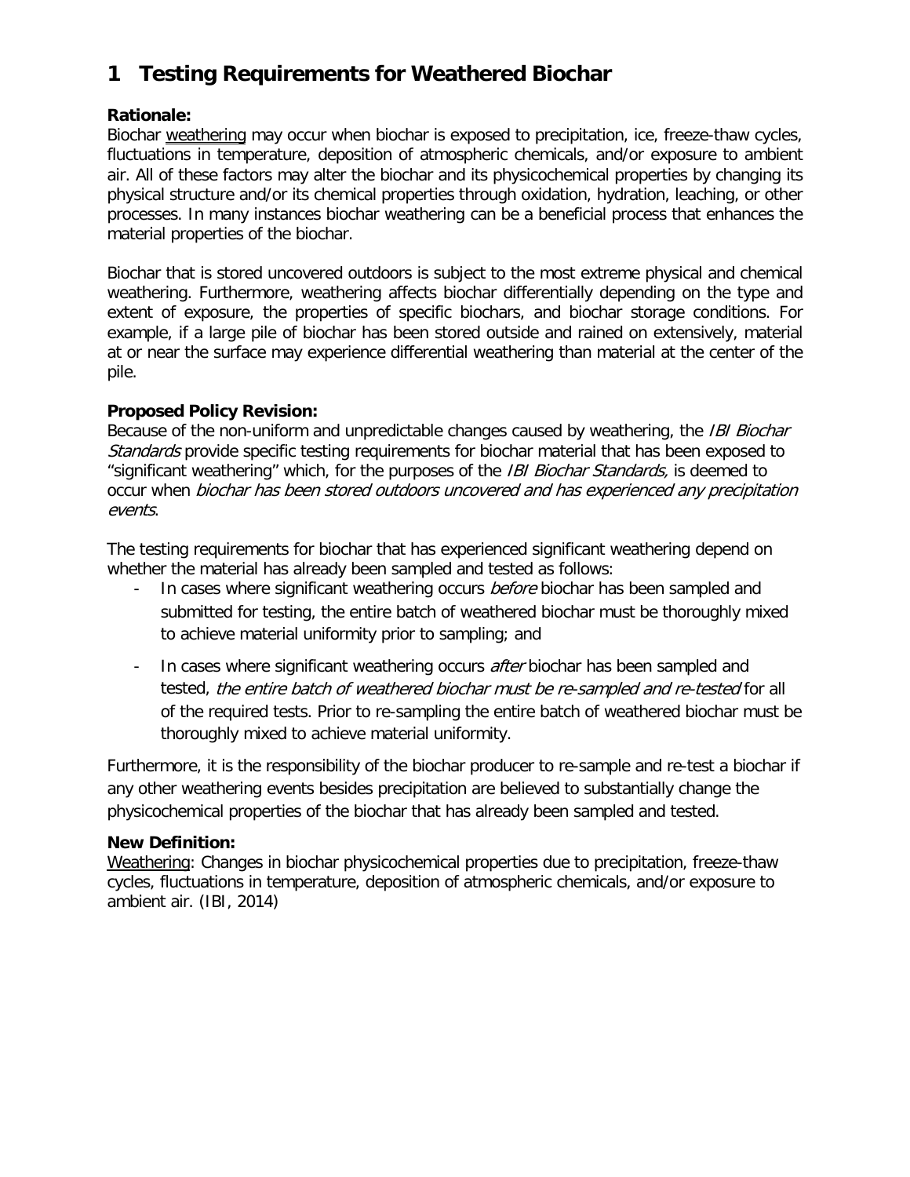# 1 Testing Requirements for Weathered Biochar

**Rationale:**
Biochar weathering may occur when biochar is exposed to precipitation, ice, freeze-thaw cycles, fluctuations in temperature, deposition of atmospheric chemicals, and/or exposure to ambient air. All of these factors may alter the biochar and its physicochemical properties by changing its physical structure and/or its chemical properties through oxidation, hydration, leaching, or other processes. In many instances biochar weathering can be a beneficial process that enhances the material properties of the biochar.

Biochar that is stored uncovered outdoors is subject to the most extreme physical and chemical weathering. Furthermore, weathering affects biochar differentially depending on the type and extent of exposure, the properties of specific biochars, and biochar storage conditions. For example, if a large pile of biochar has been stored outside and rained on extensively, material at or near the surface may experience differential weathering than material at the center of the pile.

**Proposed Policy Revision:**
Because of the non-uniform and unpredictable changes caused by weathering, the *IBI Biochar Standards* provide specific testing requirements for biochar material that has been exposed to "significant weathering" which, for the purposes of the *IBI Biochar Standards,* is deemed to occur when *biochar has been stored outdoors uncovered and has experienced any precipitation events*.

The testing requirements for biochar that has experienced significant weathering depend on whether the material has already been sampled and tested as follows:

- In cases where significant weathering occurs *before* biochar has been sampled and submitted for testing, the entire batch of weathered biochar must be thoroughly mixed to achieve material uniformity prior to sampling; and
- In cases where significant weathering occurs *after* biochar has been sampled and tested, *the entire batch of weathered biochar must be re-sampled and re-tested* for all of the required tests. Prior to re-sampling the entire batch of weathered biochar must be thoroughly mixed to achieve material uniformity.

Furthermore, it is the responsibility of the biochar producer to re-sample and re-test a biochar if any other weathering events besides precipitation are believed to substantially change the physicochemical properties of the biochar that has already been sampled and tested.

**New Definition:**
Weathering: Changes in biochar physicochemical properties due to precipitation, freeze-thaw cycles, fluctuations in temperature, deposition of atmospheric chemicals, and/or exposure to ambient air. (IBI, 2014)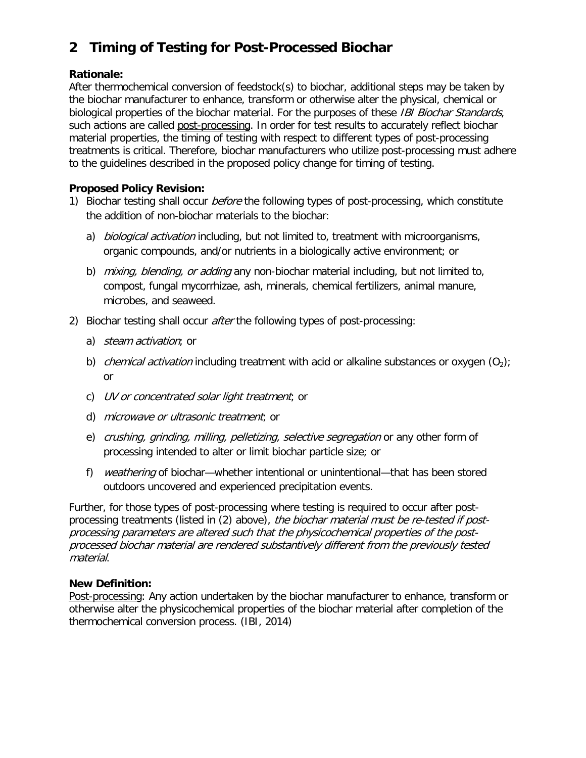## 2 Timing of Testing for Post-Processed Biochar

**Rationale:**
After thermochemical conversion of feedstock(s) to biochar, additional steps may be taken by the biochar manufacturer to enhance, transform or otherwise alter the physical, chemical or biological properties of the biochar material. For the purposes of these *IBI Biochar Standards*, such actions are called post-processing. In order for test results to accurately reflect biochar material properties, the timing of testing with respect to different types of post-processing treatments is critical. Therefore, biochar manufacturers who utilize post-processing must adhere to the guidelines described in the proposed policy change for timing of testing.

**Proposed Policy Revision:**

1) Biochar testing shall occur *before* the following types of post-processing, which constitute the addition of non-biochar materials to the biochar:
   a) *biological activation* including, but not limited to, treatment with microorganisms, organic compounds, and/or nutrients in a biologically active environment; or
   b) *mixing, blending, or adding* any non-biochar material including, but not limited to, compost, fungal mycorrhizae, ash, minerals, chemical fertilizers, animal manure, microbes, and seaweed.
2) Biochar testing shall occur *after* the following types of post-processing:
   a) *steam activation*; or
   b) *chemical activation* including treatment with acid or alkaline substances or oxygen ($O_2$); or
   c) *UV or concentrated solar light treatment*; or
   d) *microwave or ultrasonic treatment*; or
   e) *crushing, grinding, milling, pelletizing, selective segregation* or any other form of processing intended to alter or limit biochar particle size; or
   f) *weathering* of biochar—whether intentional or unintentional—that has been stored outdoors uncovered and experienced precipitation events.

Further, for those types of post-processing where testing is required to occur after post-processing treatments (listed in (2) above), *the biochar material must be re-tested if post-processing parameters are altered such that the physicochemical properties of the post-processed biochar material are rendered substantively different from the previously tested material*.

**New Definition:**
Post-processing: Any action undertaken by the biochar manufacturer to enhance, transform or otherwise alter the physicochemical properties of the biochar material after completion of the thermochemical conversion process. (IBI, 2014)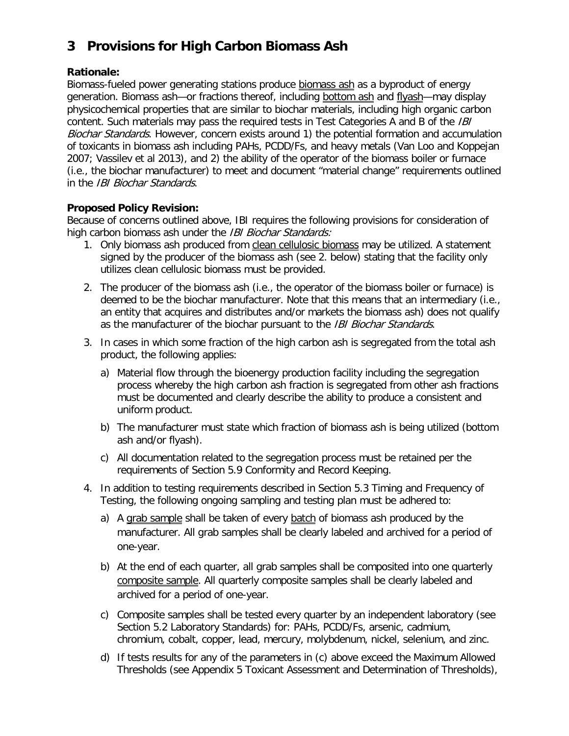# 3 Provisions for High Carbon Biomass Ash

**Rationale:**
Biomass-fueled power generating stations produce biomass ash as a byproduct of energy generation. Biomass ash—or fractions thereof, including bottom ash and flyash—may display physicochemical properties that are similar to biochar materials, including high organic carbon content. Such materials may pass the required tests in Test Categories A and B of the *IBI Biochar Standards*. However, concern exists around 1) the potential formation and accumulation of toxicants in biomass ash including PAHs, PCDD/Fs, and heavy metals (Van Loo and Koppejan 2007; Vassilev et al 2013), and 2) the ability of the operator of the biomass boiler or furnace (i.e., the biochar manufacturer) to meet and document "material change" requirements outlined in the *IBI Biochar Standards*.

**Proposed Policy Revision:**
Because of concerns outlined above, IBI requires the following provisions for consideration of high carbon biomass ash under the *IBI Biochar Standards:*

1. Only biomass ash produced from clean cellulosic biomass may be utilized. A statement signed by the producer of the biomass ash (see 2. below) stating that the facility only utilizes clean cellulosic biomass must be provided.
2. The producer of the biomass ash (i.e., the operator of the biomass boiler or furnace) is deemed to be the biochar manufacturer. Note that this means that an intermediary (i.e., an entity that acquires and distributes and/or markets the biomass ash) does not qualify as the manufacturer of the biochar pursuant to the *IBI Biochar Standards*.
3. In cases in which some fraction of the high carbon ash is segregated from the total ash product, the following applies:
   a) Material flow through the bioenergy production facility including the segregation process whereby the high carbon ash fraction is segregated from other ash fractions must be documented and clearly describe the ability to produce a consistent and uniform product.
   b) The manufacturer must state which fraction of biomass ash is being utilized (bottom ash and/or flyash).
   c) All documentation related to the segregation process must be retained per the requirements of Section 5.9 Conformity and Record Keeping.
4. In addition to testing requirements described in Section 5.3 Timing and Frequency of Testing, the following ongoing sampling and testing plan must be adhered to:
   a) A grab sample shall be taken of every batch of biomass ash produced by the manufacturer. All grab samples shall be clearly labeled and archived for a period of one-year.
   b) At the end of each quarter, all grab samples shall be composited into one quarterly composite sample. All quarterly composite samples shall be clearly labeled and archived for a period of one-year.
   c) Composite samples shall be tested every quarter by an independent laboratory (see Section 5.2 Laboratory Standards) for: PAHs, PCDD/Fs, arsenic, cadmium, chromium, cobalt, copper, lead, mercury, molybdenum, nickel, selenium, and zinc.
   d) If tests results for any of the parameters in (c) above exceed the Maximum Allowed Thresholds (see Appendix 5 Toxicant Assessment and Determination of Thresholds),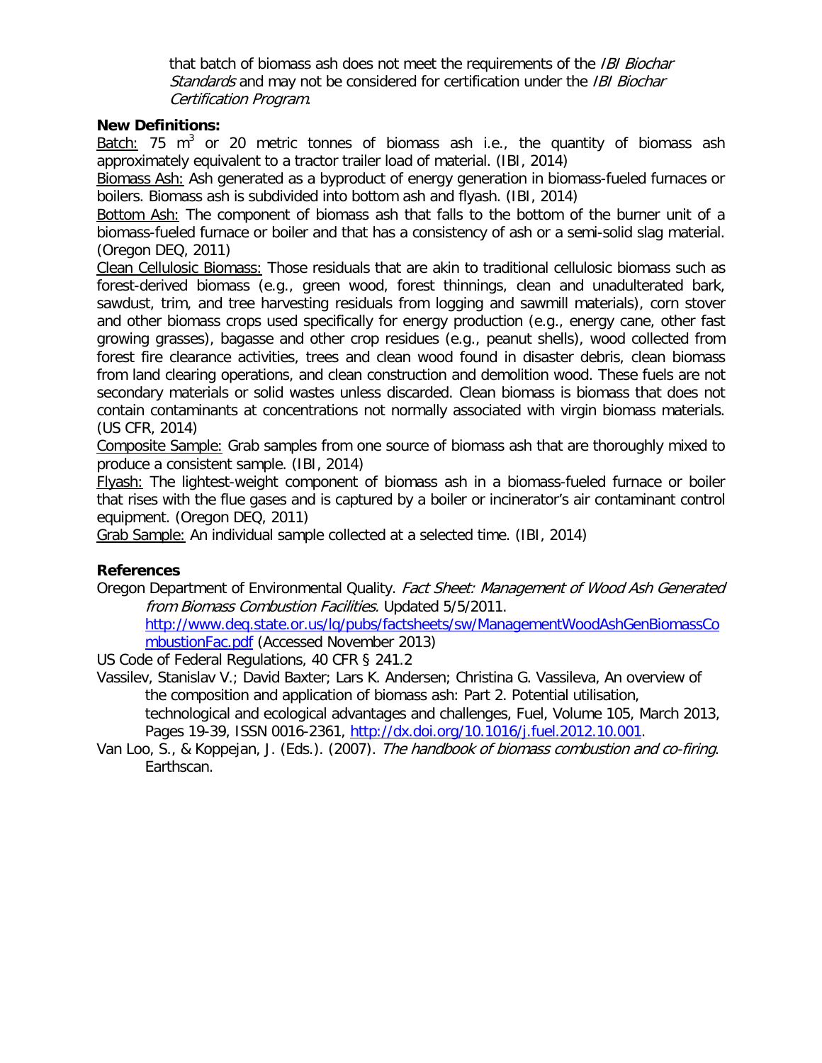that batch of biomass ash does not meet the requirements of the *IBI Biochar Standards* and may not be considered for certification under the *IBI Biochar Certification Program*.

**New Definitions:**

Batch: 75 $m^3$ or 20 metric tonnes of biomass ash i.e., the quantity of biomass ash approximately equivalent to a tractor trailer load of material. (IBI, 2014)

Biomass Ash: Ash generated as a byproduct of energy generation in biomass-fueled furnaces or boilers. Biomass ash is subdivided into bottom ash and flyash. (IBI, 2014)

Bottom Ash: The component of biomass ash that falls to the bottom of the burner unit of a biomass-fueled furnace or boiler and that has a consistency of ash or a semi-solid slag material. (Oregon DEQ, 2011)

Clean Cellulosic Biomass: Those residuals that are akin to traditional cellulosic biomass such as forest-derived biomass (e.g., green wood, forest thinnings, clean and unadulterated bark, sawdust, trim, and tree harvesting residuals from logging and sawmill materials), corn stover and other biomass crops used specifically for energy production (e.g., energy cane, other fast growing grasses), bagasse and other crop residues (e.g., peanut shells), wood collected from forest fire clearance activities, trees and clean wood found in disaster debris, clean biomass from land clearing operations, and clean construction and demolition wood. These fuels are not secondary materials or solid wastes unless discarded. Clean biomass is biomass that does not contain contaminants at concentrations not normally associated with virgin biomass materials. (US CFR, 2014)

Composite Sample: Grab samples from one source of biomass ash that are thoroughly mixed to produce a consistent sample. (IBI, 2014)

Flyash: The lightest-weight component of biomass ash in a biomass-fueled furnace or boiler that rises with the flue gases and is captured by a boiler or incinerator's air contaminant control equipment. (Oregon DEQ, 2011)

Grab Sample: An individual sample collected at a selected time. (IBI, 2014)

**References**

Oregon Department of Environmental Quality. *Fact Sheet: Management of Wood Ash Generated from Biomass Combustion Facilities.* Updated 5/5/2011. http://www.deq.state.or.us/lq/pubs/factsheets/sw/ManagementWoodAshGenBiomassCombustionFac.pdf (Accessed November 2013)

US Code of Federal Regulations, 40 CFR § 241.2

Vassilev, Stanislav V.; David Baxter; Lars K. Andersen; Christina G. Vassileva, An overview of the composition and application of biomass ash: Part 2. Potential utilisation, technological and ecological advantages and challenges, Fuel, Volume 105, March 2013, Pages 19-39, ISSN 0016-2361, http://dx.doi.org/10.1016/j.fuel.2012.10.001.

Van Loo, S., & Koppejan, J. (Eds.). (2007). *The handbook of biomass combustion and co-firing*. Earthscan.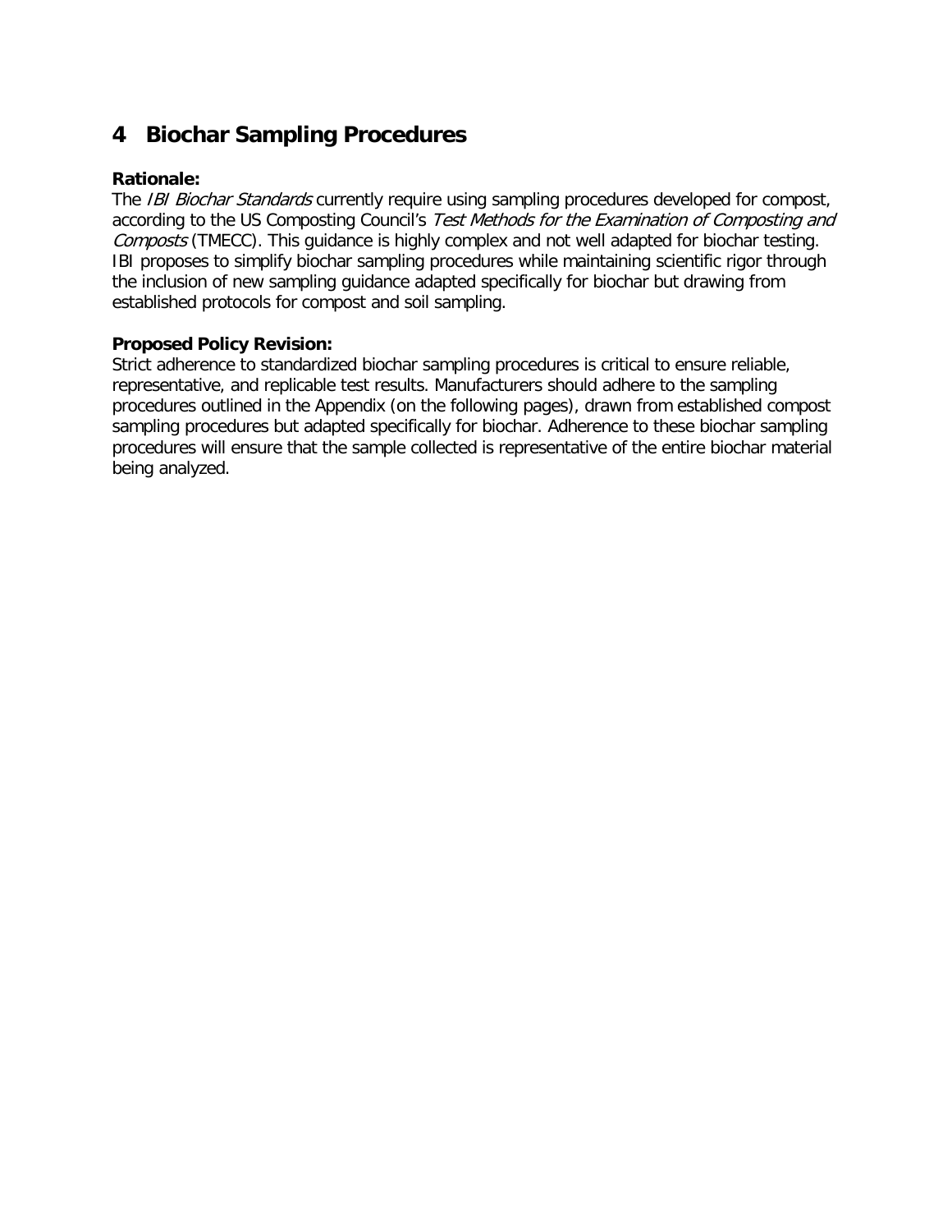# 4 Biochar Sampling Procedures

**Rationale:**
The *IBI Biochar Standards* currently require using sampling procedures developed for compost, according to the US Composting Council's *Test Methods for the Examination of Composting and Composts* (TMECC). This guidance is highly complex and not well adapted for biochar testing. IBI proposes to simplify biochar sampling procedures while maintaining scientific rigor through the inclusion of new sampling guidance adapted specifically for biochar but drawing from established protocols for compost and soil sampling.

**Proposed Policy Revision:**
Strict adherence to standardized biochar sampling procedures is critical to ensure reliable, representative, and replicable test results. Manufacturers should adhere to the sampling procedures outlined in the Appendix (on the following pages), drawn from established compost sampling procedures but adapted specifically for biochar. Adherence to these biochar sampling procedures will ensure that the sample collected is representative of the entire biochar material being analyzed.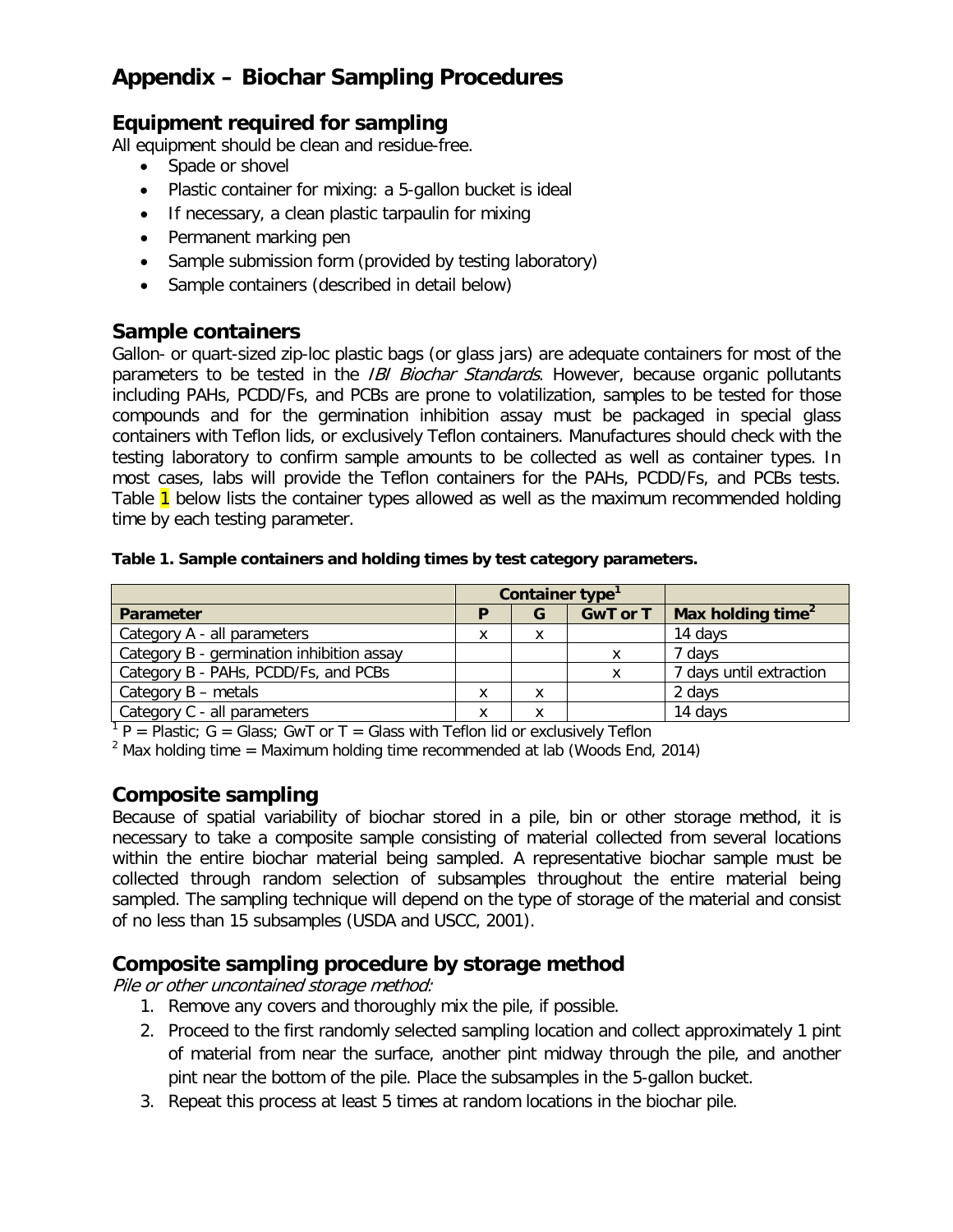# Appendix – Biochar Sampling Procedures

## Equipment required for sampling

All equipment should be clean and residue-free.

- Spade or shovel
- Plastic container for mixing: a 5-gallon bucket is ideal
- If necessary, a clean plastic tarpaulin for mixing
- Permanent marking pen
- Sample submission form (provided by testing laboratory)
- Sample containers (described in detail below)

## Sample containers

Gallon- or quart-sized zip-loc plastic bags (or glass jars) are adequate containers for most of the parameters to be tested in the *IBI Biochar Standards*. However, because organic pollutants including PAHs, PCDD/Fs, and PCBs are prone to volatilization, samples to be tested for those compounds and for the germination inhibition assay must be packaged in special glass containers with Teflon lids, or exclusively Teflon containers. Manufactures should check with the testing laboratory to confirm sample amounts to be collected as well as container types. In most cases, labs will provide the Teflon containers for the PAHs, PCDD/Fs, and PCBs tests. Table 1 below lists the container types allowed as well as the maximum recommended holding time by each testing parameter.

**Table 1. Sample containers and holding times by test category parameters.**

| | Container type[1] | | | |
|---|---|---|---|---|
| **Parameter** | **P** | **G** | **GwT or T** | **Max holding time[2]** |
| Category A - all parameters | x | x | | 14 days |
| Category B - germination inhibition assay | | | x | 7 days |
| Category B - PAHs, PCDD/Fs, and PCBs | | | x | 7 days until extraction |
| Category B – metals | x | x | | 2 days |
| Category C - all parameters | x | x | | 14 days |

[1] P = Plastic; G = Glass; GwT or T = Glass with Teflon lid or exclusively Teflon
[2] Max holding time = Maximum holding time recommended at lab (Woods End, 2014)

## Composite sampling

Because of spatial variability of biochar stored in a pile, bin or other storage method, it is necessary to take a composite sample consisting of material collected from several locations within the entire biochar material being sampled. A representative biochar sample must be collected through random selection of subsamples throughout the entire material being sampled. The sampling technique will depend on the type of storage of the material and consist of no less than 15 subsamples (USDA and USCC, 2001).

## Composite sampling procedure by storage method

*Pile or other uncontained storage method:*

1. Remove any covers and thoroughly mix the pile, if possible.
2. Proceed to the first randomly selected sampling location and collect approximately 1 pint of material from near the surface, another pint midway through the pile, and another pint near the bottom of the pile. Place the subsamples in the 5-gallon bucket.
3. Repeat this process at least 5 times at random locations in the biochar pile.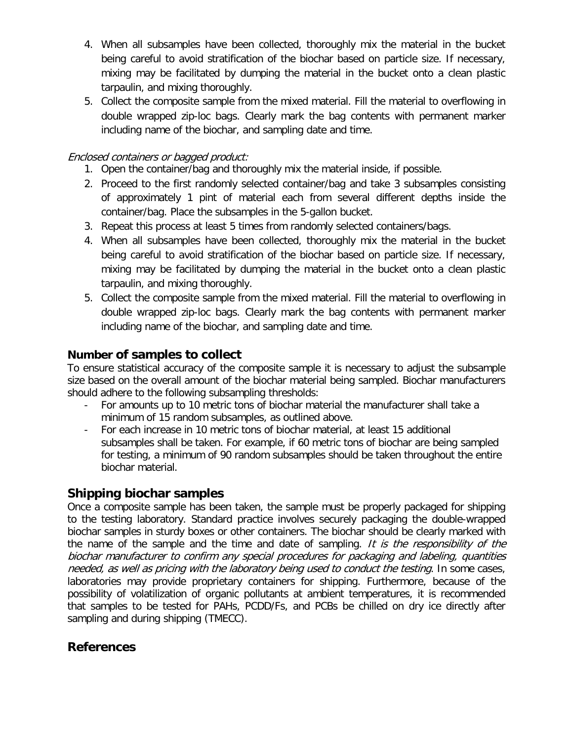4. When all subsamples have been collected, thoroughly mix the material in the bucket being careful to avoid stratification of the biochar based on particle size. If necessary, mixing may be facilitated by dumping the material in the bucket onto a clean plastic tarpaulin, and mixing thoroughly.
5. Collect the composite sample from the mixed material. Fill the material to overflowing in double wrapped zip-loc bags. Clearly mark the bag contents with permanent marker including name of the biochar, and sampling date and time.

*Enclosed containers or bagged product:*

1. Open the container/bag and thoroughly mix the material inside, if possible.
2. Proceed to the first randomly selected container/bag and take 3 subsamples consisting of approximately 1 pint of material each from several different depths inside the container/bag. Place the subsamples in the 5-gallon bucket.
3. Repeat this process at least 5 times from randomly selected containers/bags.
4. When all subsamples have been collected, thoroughly mix the material in the bucket being careful to avoid stratification of the biochar based on particle size. If necessary, mixing may be facilitated by dumping the material in the bucket onto a clean plastic tarpaulin, and mixing thoroughly.
5. Collect the composite sample from the mixed material. Fill the material to overflowing in double wrapped zip-loc bags. Clearly mark the bag contents with permanent marker including name of the biochar, and sampling date and time.

## Number of samples to collect

To ensure statistical accuracy of the composite sample it is necessary to adjust the subsample size based on the overall amount of the biochar material being sampled. Biochar manufacturers should adhere to the following subsampling thresholds:

- For amounts up to 10 metric tons of biochar material the manufacturer shall take a minimum of 15 random subsamples, as outlined above.
- For each increase in 10 metric tons of biochar material, at least 15 additional subsamples shall be taken. For example, if 60 metric tons of biochar are being sampled for testing, a minimum of 90 random subsamples should be taken throughout the entire biochar material.

## Shipping biochar samples

Once a composite sample has been taken, the sample must be properly packaged for shipping to the testing laboratory. Standard practice involves securely packaging the double-wrapped biochar samples in sturdy boxes or other containers. The biochar should be clearly marked with the name of the sample and the time and date of sampling. *It is the responsibility of the biochar manufacturer to confirm any special procedures for packaging and labeling, quantities needed, as well as pricing with the laboratory being used to conduct the testing*. In some cases, laboratories may provide proprietary containers for shipping. Furthermore, because of the possibility of volatilization of organic pollutants at ambient temperatures, it is recommended that samples to be tested for PAHs, PCDD/Fs, and PCBs be chilled on dry ice directly after sampling and during shipping (TMECC).

## References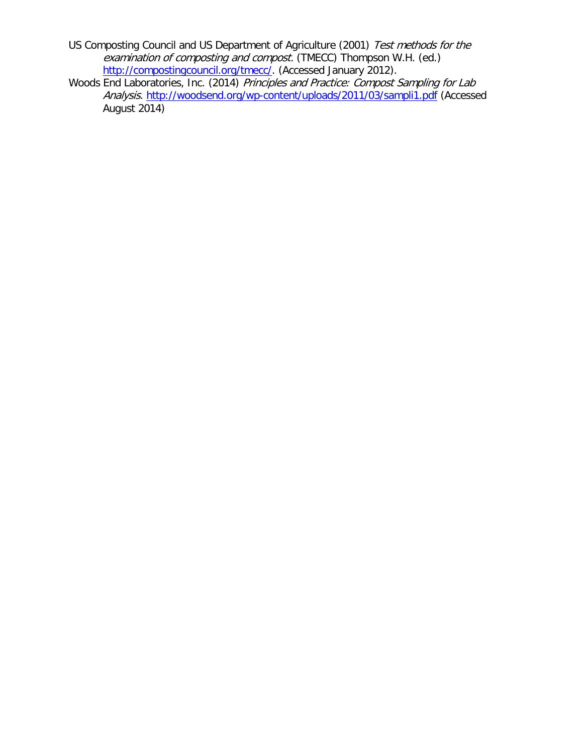US Composting Council and US Department of Agriculture (2001) *Test methods for the examination of composting and compost.* (TMECC) Thompson W.H. (ed.) http://compostingcouncil.org/tmecc/. (Accessed January 2012).

Woods End Laboratories, Inc. (2014) *Principles and Practice: Compost Sampling for Lab Analysis.* http://woodsend.org/wp-content/uploads/2011/03/sampli1.pdf (Accessed August 2014)